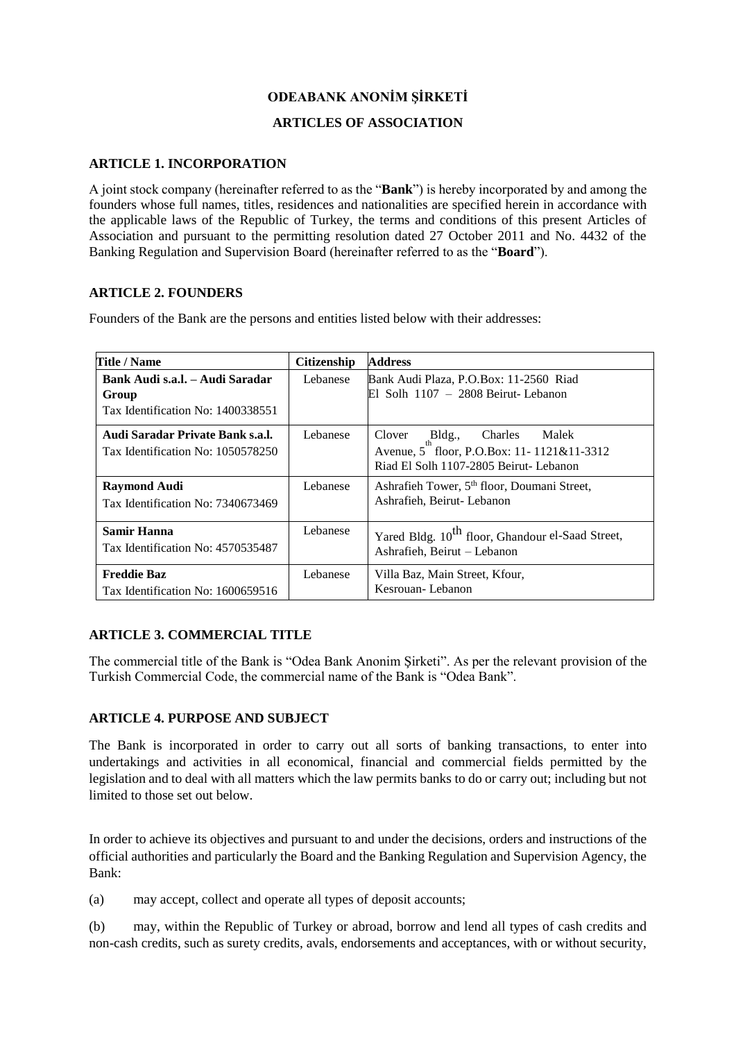# ODEABANK ANONİM ŞİRKETİ

## ARTICLES OF ASSOCIATION

### ARTICLE 1. INCORPORATION

A joint stock company (hereinafter referred to as the "**Bank**") is hereby incorporated by and among the founders whose full names, titles, residences and nationalities are specified herein in accordance with the applicable laws of the Republic of Turkey, the terms and conditions of this present Articles of Association and pursuant to the permitting resolution dated 27 October 2011 and No. 4432 of the Banking Regulation and Supervision Board (hereinafter referred to as the "**Board**").

### ARTICLE 2. FOUNDERS

Founders of the Bank are the persons and entities listed below with their addresses:

| Title / Name | Citizenship | Address |
| --- | --- | --- |
| **Bank Audi s.a.l. – Audi Saradar Group**<br>Tax Identification No: 1400338551 | Lebanese | Bank Audi Plaza, P.O.Box: 11-2560 Riad El Solh 1107 – 2808 Beirut- Lebanon |
| **Audi Saradar Private Bank s.a.l.**<br>Tax Identification No: 1050578250 | Lebanese | Clover Bldg., Charles Malek Avenue, 5th floor, P.O.Box: 11- 1121&11-3312 Riad El Solh 1107-2805 Beirut- Lebanon |
| **Raymond Audi**<br>Tax Identification No: 7340673469 | Lebanese | Ashrafieh Tower, 5th floor, Doumani Street, Ashrafieh, Beirut- Lebanon |
| **Samir Hanna**<br>Tax Identification No: 4570535487 | Lebanese | Yared Bldg. 10th floor, Ghandour el-Saad Street, Ashrafieh, Beirut – Lebanon |
| **Freddie Baz**<br>Tax Identification No: 1600659516 | Lebanese | Villa Baz, Main Street, Kfour, Kesrouan- Lebanon |

### ARTICLE 3. COMMERCIAL TITLE

The commercial title of the Bank is "Odea Bank Anonim Şirketi". As per the relevant provision of the Turkish Commercial Code, the commercial name of the Bank is "Odea Bank".

### ARTICLE 4. PURPOSE AND SUBJECT

The Bank is incorporated in order to carry out all sorts of banking transactions, to enter into undertakings and activities in all economical, financial and commercial fields permitted by the legislation and to deal with all matters which the law permits banks to do or carry out; including but not limited to those set out below.

In order to achieve its objectives and pursuant to and under the decisions, orders and instructions of the official authorities and particularly the Board and the Banking Regulation and Supervision Agency, the Bank:

(a) may accept, collect and operate all types of deposit accounts;

(b) may, within the Republic of Turkey or abroad, borrow and lend all types of cash credits and non-cash credits, such as surety credits, avals, endorsements and acceptances, with or without security,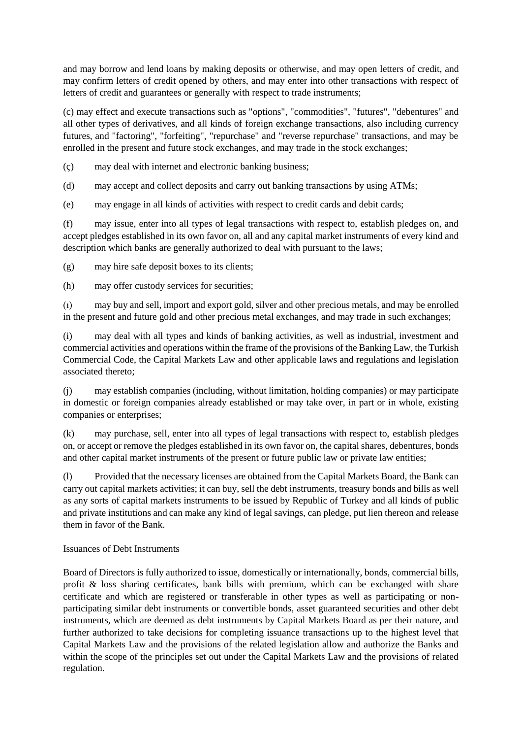and may borrow and lend loans by making deposits or otherwise, and may open letters of credit, and may confirm letters of credit opened by others, and may enter into other transactions with respect of letters of credit and guarantees or generally with respect to trade instruments;

(c) may effect and execute transactions such as "options", "commodities", "futures", "debentures" and all other types of derivatives, and all kinds of foreign exchange transactions, also including currency futures, and "factoring", "forfeiting", "repurchase" and "reverse repurchase" transactions, and may be enrolled in the present and future stock exchanges, and may trade in the stock exchanges;

(ç) may deal with internet and electronic banking business;

(d) may accept and collect deposits and carry out banking transactions by using ATMs;

(e) may engage in all kinds of activities with respect to credit cards and debit cards;

(f) may issue, enter into all types of legal transactions with respect to, establish pledges on, and accept pledges established in its own favor on, all and any capital market instruments of every kind and description which banks are generally authorized to deal with pursuant to the laws;

(g) may hire safe deposit boxes to its clients;

(h) may offer custody services for securities;

(ı) may buy and sell, import and export gold, silver and other precious metals, and may be enrolled in the present and future gold and other precious metal exchanges, and may trade in such exchanges;

(i) may deal with all types and kinds of banking activities, as well as industrial, investment and commercial activities and operations within the frame of the provisions of the Banking Law, the Turkish Commercial Code, the Capital Markets Law and other applicable laws and regulations and legislation associated thereto;

(j) may establish companies (including, without limitation, holding companies) or may participate in domestic or foreign companies already established or may take over, in part or in whole, existing companies or enterprises;

(k) may purchase, sell, enter into all types of legal transactions with respect to, establish pledges on, or accept or remove the pledges established in its own favor on, the capital shares, debentures, bonds and other capital market instruments of the present or future public law or private law entities;

(l) Provided that the necessary licenses are obtained from the Capital Markets Board, the Bank can carry out capital markets activities; it can buy, sell the debt instruments, treasury bonds and bills as well as any sorts of capital markets instruments to be issued by Republic of Turkey and all kinds of public and private institutions and can make any kind of legal savings, can pledge, put lien thereon and release them in favor of the Bank.

Issuances of Debt Instruments

Board of Directors is fully authorized to issue, domestically or internationally, bonds, commercial bills, profit & loss sharing certificates, bank bills with premium, which can be exchanged with share certificate and which are registered or transferable in other types as well as participating or non-participating similar debt instruments or convertible bonds, asset guaranteed securities and other debt instruments, which are deemed as debt instruments by Capital Markets Board as per their nature, and further authorized to take decisions for completing issuance transactions up to the highest level that Capital Markets Law and the provisions of the related legislation allow and authorize the Banks and within the scope of the principles set out under the Capital Markets Law and the provisions of related regulation.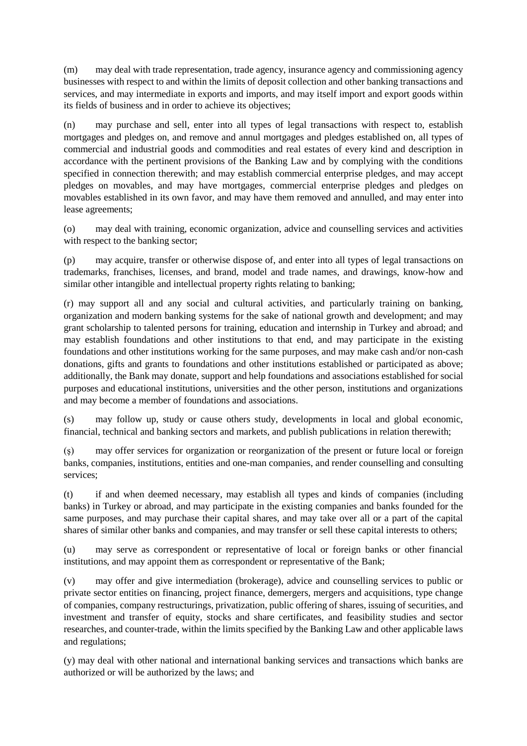(m) may deal with trade representation, trade agency, insurance agency and commissioning agency businesses with respect to and within the limits of deposit collection and other banking transactions and services, and may intermediate in exports and imports, and may itself import and export goods within its fields of business and in order to achieve its objectives;

(n) may purchase and sell, enter into all types of legal transactions with respect to, establish mortgages and pledges on, and remove and annul mortgages and pledges established on, all types of commercial and industrial goods and commodities and real estates of every kind and description in accordance with the pertinent provisions of the Banking Law and by complying with the conditions specified in connection therewith; and may establish commercial enterprise pledges, and may accept pledges on movables, and may have mortgages, commercial enterprise pledges and pledges on movables established in its own favor, and may have them removed and annulled, and may enter into lease agreements;

(o) may deal with training, economic organization, advice and counselling services and activities with respect to the banking sector;

(p) may acquire, transfer or otherwise dispose of, and enter into all types of legal transactions on trademarks, franchises, licenses, and brand, model and trade names, and drawings, know-how and similar other intangible and intellectual property rights relating to banking;

(r) may support all and any social and cultural activities, and particularly training on banking, organization and modern banking systems for the sake of national growth and development; and may grant scholarship to talented persons for training, education and internship in Turkey and abroad; and may establish foundations and other institutions to that end, and may participate in the existing foundations and other institutions working for the same purposes, and may make cash and/or non-cash donations, gifts and grants to foundations and other institutions established or participated as above; additionally, the Bank may donate, support and help foundations and associations established for social purposes and educational institutions, universities and the other person, institutions and organizations and may become a member of foundations and associations.

(s) may follow up, study or cause others study, developments in local and global economic, financial, technical and banking sectors and markets, and publish publications in relation therewith;

(ş) may offer services for organization or reorganization of the present or future local or foreign banks, companies, institutions, entities and one-man companies, and render counselling and consulting services;

(t) if and when deemed necessary, may establish all types and kinds of companies (including banks) in Turkey or abroad, and may participate in the existing companies and banks founded for the same purposes, and may purchase their capital shares, and may take over all or a part of the capital shares of similar other banks and companies, and may transfer or sell these capital interests to others;

(u) may serve as correspondent or representative of local or foreign banks or other financial institutions, and may appoint them as correspondent or representative of the Bank;

(v) may offer and give intermediation (brokerage), advice and counselling services to public or private sector entities on financing, project finance, demergers, mergers and acquisitions, type change of companies, company restructurings, privatization, public offering of shares, issuing of securities, and investment and transfer of equity, stocks and share certificates, and feasibility studies and sector researches, and counter-trade, within the limits specified by the Banking Law and other applicable laws and regulations;

(y) may deal with other national and international banking services and transactions which banks are authorized or will be authorized by the laws; and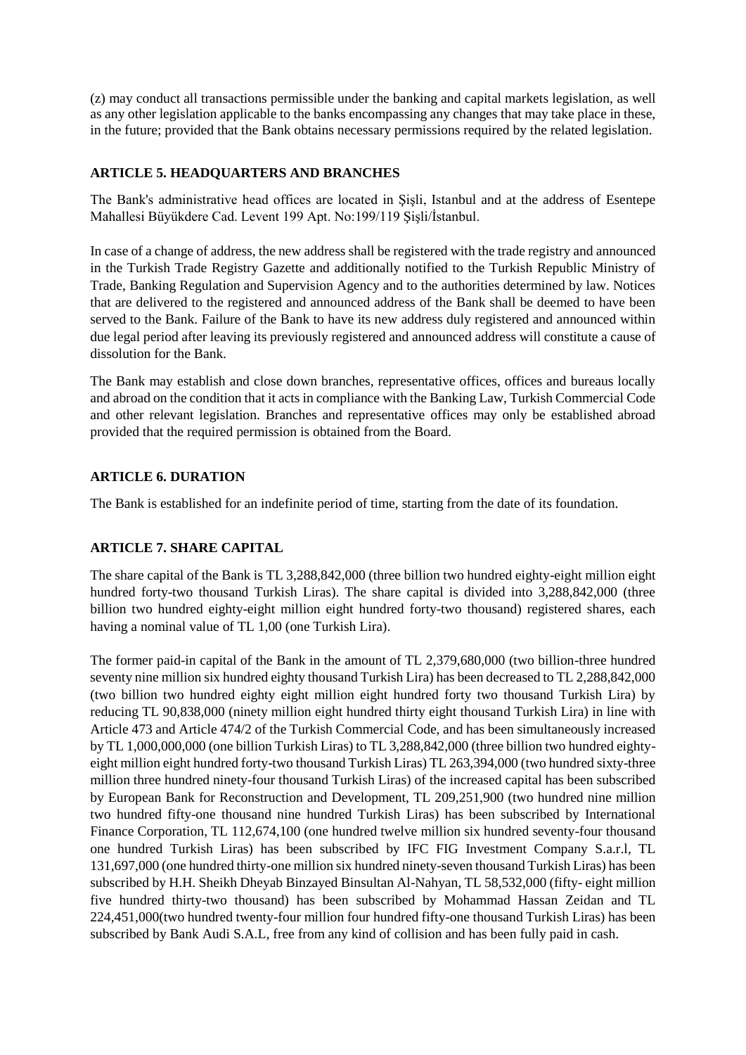(z) may conduct all transactions permissible under the banking and capital markets legislation, as well as any other legislation applicable to the banks encompassing any changes that may take place in these, in the future; provided that the Bank obtains necessary permissions required by the related legislation.

### ARTICLE 5. HEADQUARTERS AND BRANCHES

The Bank's administrative head offices are located in Şişli, Istanbul and at the address of Esentepe Mahallesi Büyükdere Cad. Levent 199 Apt. No:199/119 Şişli/İstanbul.

In case of a change of address, the new address shall be registered with the trade registry and announced in the Turkish Trade Registry Gazette and additionally notified to the Turkish Republic Ministry of Trade, Banking Regulation and Supervision Agency and to the authorities determined by law. Notices that are delivered to the registered and announced address of the Bank shall be deemed to have been served to the Bank. Failure of the Bank to have its new address duly registered and announced within due legal period after leaving its previously registered and announced address will constitute a cause of dissolution for the Bank.

The Bank may establish and close down branches, representative offices, offices and bureaus locally and abroad on the condition that it acts in compliance with the Banking Law, Turkish Commercial Code and other relevant legislation. Branches and representative offices may only be established abroad provided that the required permission is obtained from the Board.

### ARTICLE 6. DURATION

The Bank is established for an indefinite period of time, starting from the date of its foundation.

### ARTICLE 7. SHARE CAPITAL

The share capital of the Bank is TL 3,288,842,000 (three billion two hundred eighty-eight million eight hundred forty-two thousand Turkish Liras). The share capital is divided into 3,288,842,000 (three billion two hundred eighty-eight million eight hundred forty-two thousand) registered shares, each having a nominal value of TL 1,00 (one Turkish Lira).

The former paid-in capital of the Bank in the amount of TL 2,379,680,000 (two billion-three hundred seventy nine million six hundred eighty thousand Turkish Lira) has been decreased to TL 2,288,842,000 (two billion two hundred eighty eight million eight hundred forty two thousand Turkish Lira) by reducing TL 90,838,000 (ninety million eight hundred thirty eight thousand Turkish Lira) in line with Article 473 and Article 474/2 of the Turkish Commercial Code, and has been simultaneously increased by TL 1,000,000,000 (one billion Turkish Liras) to TL 3,288,842,000 (three billion two hundred eighty-eight million eight hundred forty-two thousand Turkish Liras) TL 263,394,000 (two hundred sixty-three million three hundred ninety-four thousand Turkish Liras) of the increased capital has been subscribed by European Bank for Reconstruction and Development, TL 209,251,900 (two hundred nine million two hundred fifty-one thousand nine hundred Turkish Liras) has been subscribed by International Finance Corporation, TL 112,674,100 (one hundred twelve million six hundred seventy-four thousand one hundred Turkish Liras) has been subscribed by IFC FIG Investment Company S.a.r.l, TL 131,697,000 (one hundred thirty-one million six hundred ninety-seven thousand Turkish Liras) has been subscribed by H.H. Sheikh Dheyab Binzayed Binsultan Al-Nahyan, TL 58,532,000 (fifty- eight million five hundred thirty-two thousand) has been subscribed by Mohammad Hassan Zeidan and TL 224,451,000(two hundred twenty-four million four hundred fifty-one thousand Turkish Liras) has been subscribed by Bank Audi S.A.L, free from any kind of collision and has been fully paid in cash.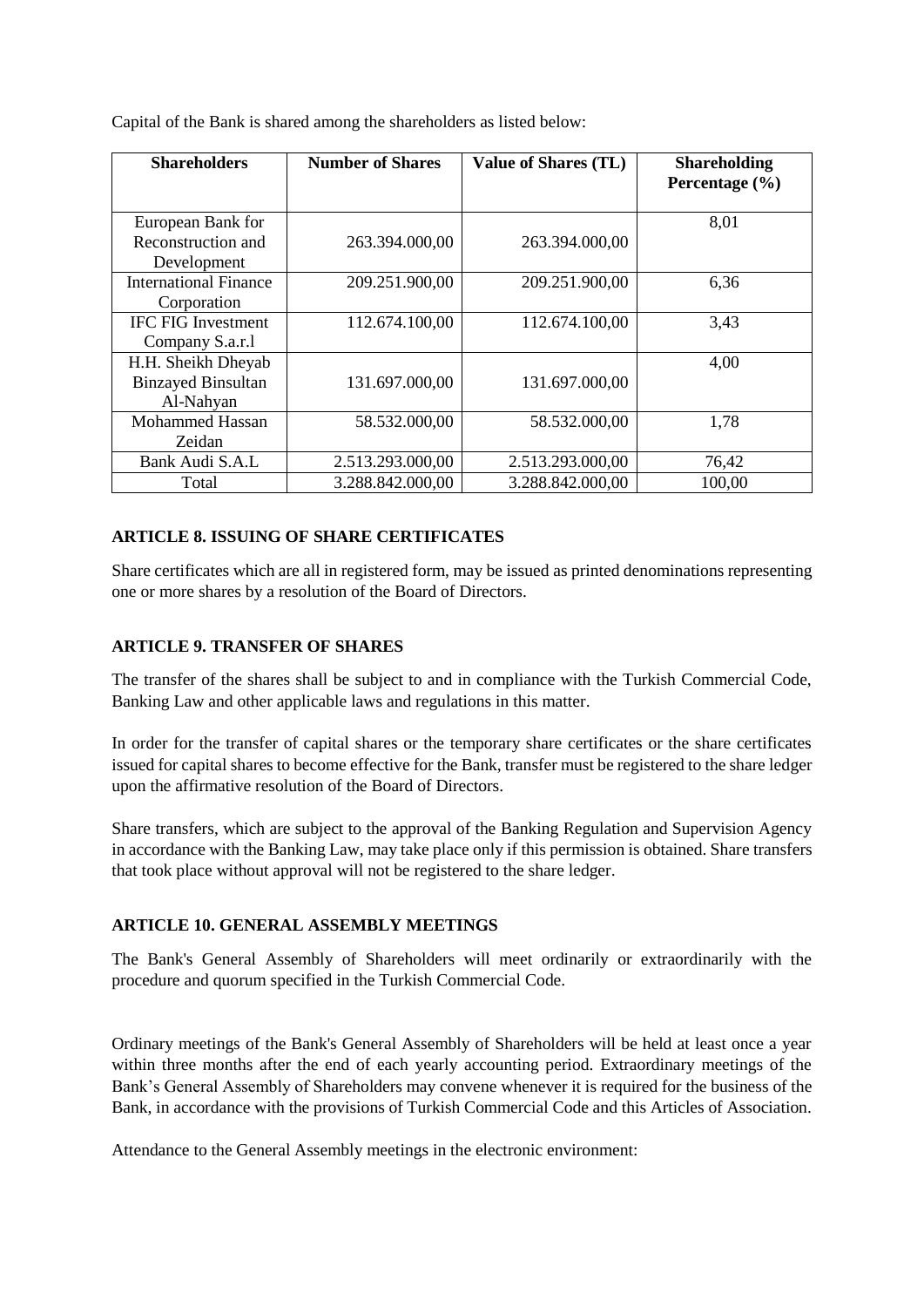Capital of the Bank is shared among the shareholders as listed below:

| Shareholders | Number of Shares | Value of Shares (TL) | Shareholding Percentage (%) |
|---|---|---|---|
| European Bank for Reconstruction and Development | 263.394.000,00 | 263.394.000,00 | 8,01 |
| International Finance Corporation | 209.251.900,00 | 209.251.900,00 | 6,36 |
| IFC FIG Investment Company S.a.r.l | 112.674.100,00 | 112.674.100,00 | 3,43 |
| H.H. Sheikh Dheyab Binzayed Binsultan Al-Nahyan | 131.697.000,00 | 131.697.000,00 | 4,00 |
| Mohammed Hassan Zeidan | 58.532.000,00 | 58.532.000,00 | 1,78 |
| Bank Audi S.A.L | 2.513.293.000,00 | 2.513.293.000,00 | 76,42 |
| Total | 3.288.842.000,00 | 3.288.842.000,00 | 100,00 |

**ARTICLE 8. ISSUING OF SHARE CERTIFICATES**

Share certificates which are all in registered form, may be issued as printed denominations representing one or more shares by a resolution of the Board of Directors.

**ARTICLE 9. TRANSFER OF SHARES**

The transfer of the shares shall be subject to and in compliance with the Turkish Commercial Code, Banking Law and other applicable laws and regulations in this matter.

In order for the transfer of capital shares or the temporary share certificates or the share certificates issued for capital shares to become effective for the Bank, transfer must be registered to the share ledger upon the affirmative resolution of the Board of Directors.

Share transfers, which are subject to the approval of the Banking Regulation and Supervision Agency in accordance with the Banking Law, may take place only if this permission is obtained. Share transfers that took place without approval will not be registered to the share ledger.

**ARTICLE 10. GENERAL ASSEMBLY MEETINGS**

The Bank's General Assembly of Shareholders will meet ordinarily or extraordinarily with the procedure and quorum specified in the Turkish Commercial Code.

Ordinary meetings of the Bank's General Assembly of Shareholders will be held at least once a year within three months after the end of each yearly accounting period. Extraordinary meetings of the Bank's General Assembly of Shareholders may convene whenever it is required for the business of the Bank, in accordance with the provisions of Turkish Commercial Code and this Articles of Association.

Attendance to the General Assembly meetings in the electronic environment: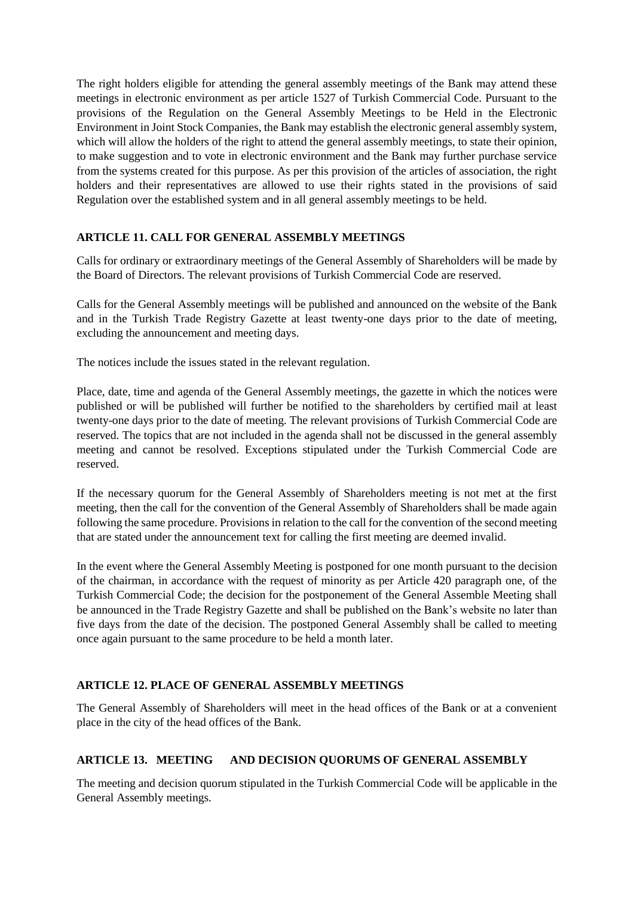The right holders eligible for attending the general assembly meetings of the Bank may attend these meetings in electronic environment as per article 1527 of Turkish Commercial Code. Pursuant to the provisions of the Regulation on the General Assembly Meetings to be Held in the Electronic Environment in Joint Stock Companies, the Bank may establish the electronic general assembly system, which will allow the holders of the right to attend the general assembly meetings, to state their opinion, to make suggestion and to vote in electronic environment and the Bank may further purchase service from the systems created for this purpose. As per this provision of the articles of association, the right holders and their representatives are allowed to use their rights stated in the provisions of said Regulation over the established system and in all general assembly meetings to be held.

## ARTICLE 11. CALL FOR GENERAL ASSEMBLY MEETINGS

Calls for ordinary or extraordinary meetings of the General Assembly of Shareholders will be made by the Board of Directors. The relevant provisions of Turkish Commercial Code are reserved.

Calls for the General Assembly meetings will be published and announced on the website of the Bank and in the Turkish Trade Registry Gazette at least twenty-one days prior to the date of meeting, excluding the announcement and meeting days.

The notices include the issues stated in the relevant regulation.

Place, date, time and agenda of the General Assembly meetings, the gazette in which the notices were published or will be published will further be notified to the shareholders by certified mail at least twenty-one days prior to the date of meeting. The relevant provisions of Turkish Commercial Code are reserved. The topics that are not included in the agenda shall not be discussed in the general assembly meeting and cannot be resolved. Exceptions stipulated under the Turkish Commercial Code are reserved.

If the necessary quorum for the General Assembly of Shareholders meeting is not met at the first meeting, then the call for the convention of the General Assembly of Shareholders shall be made again following the same procedure. Provisions in relation to the call for the convention of the second meeting that are stated under the announcement text for calling the first meeting are deemed invalid.

In the event where the General Assembly Meeting is postponed for one month pursuant to the decision of the chairman, in accordance with the request of minority as per Article 420 paragraph one, of the Turkish Commercial Code; the decision for the postponement of the General Assemble Meeting shall be announced in the Trade Registry Gazette and shall be published on the Bank's website no later than five days from the date of the decision. The postponed General Assembly shall be called to meeting once again pursuant to the same procedure to be held a month later.

## ARTICLE 12. PLACE OF GENERAL ASSEMBLY MEETINGS

The General Assembly of Shareholders will meet in the head offices of the Bank or at a convenient place in the city of the head offices of the Bank.

## ARTICLE 13. MEETING AND DECISION QUORUMS OF GENERAL ASSEMBLY

The meeting and decision quorum stipulated in the Turkish Commercial Code will be applicable in the General Assembly meetings.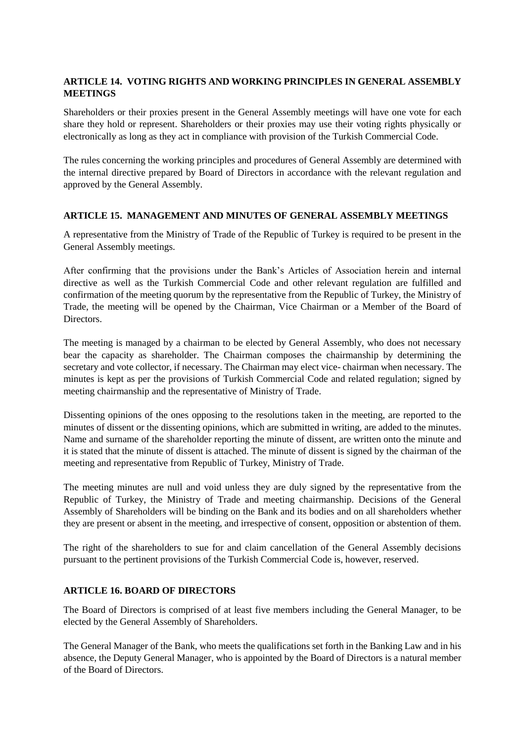## ARTICLE 14. VOTING RIGHTS AND WORKING PRINCIPLES IN GENERAL ASSEMBLY MEETINGS

Shareholders or their proxies present in the General Assembly meetings will have one vote for each share they hold or represent. Shareholders or their proxies may use their voting rights physically or electronically as long as they act in compliance with provision of the Turkish Commercial Code.

The rules concerning the working principles and procedures of General Assembly are determined with the internal directive prepared by Board of Directors in accordance with the relevant regulation and approved by the General Assembly.

## ARTICLE 15. MANAGEMENT AND MINUTES OF GENERAL ASSEMBLY MEETINGS

A representative from the Ministry of Trade of the Republic of Turkey is required to be present in the General Assembly meetings.

After confirming that the provisions under the Bank's Articles of Association herein and internal directive as well as the Turkish Commercial Code and other relevant regulation are fulfilled and confirmation of the meeting quorum by the representative from the Republic of Turkey, the Ministry of Trade, the meeting will be opened by the Chairman, Vice Chairman or a Member of the Board of Directors.

The meeting is managed by a chairman to be elected by General Assembly, who does not necessary bear the capacity as shareholder. The Chairman composes the chairmanship by determining the secretary and vote collector, if necessary. The Chairman may elect vice- chairman when necessary. The minutes is kept as per the provisions of Turkish Commercial Code and related regulation; signed by meeting chairmanship and the representative of Ministry of Trade.

Dissenting opinions of the ones opposing to the resolutions taken in the meeting, are reported to the minutes of dissent or the dissenting opinions, which are submitted in writing, are added to the minutes. Name and surname of the shareholder reporting the minute of dissent, are written onto the minute and it is stated that the minute of dissent is attached. The minute of dissent is signed by the chairman of the meeting and representative from Republic of Turkey, Ministry of Trade.

The meeting minutes are null and void unless they are duly signed by the representative from the Republic of Turkey, the Ministry of Trade and meeting chairmanship. Decisions of the General Assembly of Shareholders will be binding on the Bank and its bodies and on all shareholders whether they are present or absent in the meeting, and irrespective of consent, opposition or abstention of them.

The right of the shareholders to sue for and claim cancellation of the General Assembly decisions pursuant to the pertinent provisions of the Turkish Commercial Code is, however, reserved.

## ARTICLE 16. BOARD OF DIRECTORS

The Board of Directors is comprised of at least five members including the General Manager, to be elected by the General Assembly of Shareholders.

The General Manager of the Bank, who meets the qualifications set forth in the Banking Law and in his absence, the Deputy General Manager, who is appointed by the Board of Directors is a natural member of the Board of Directors.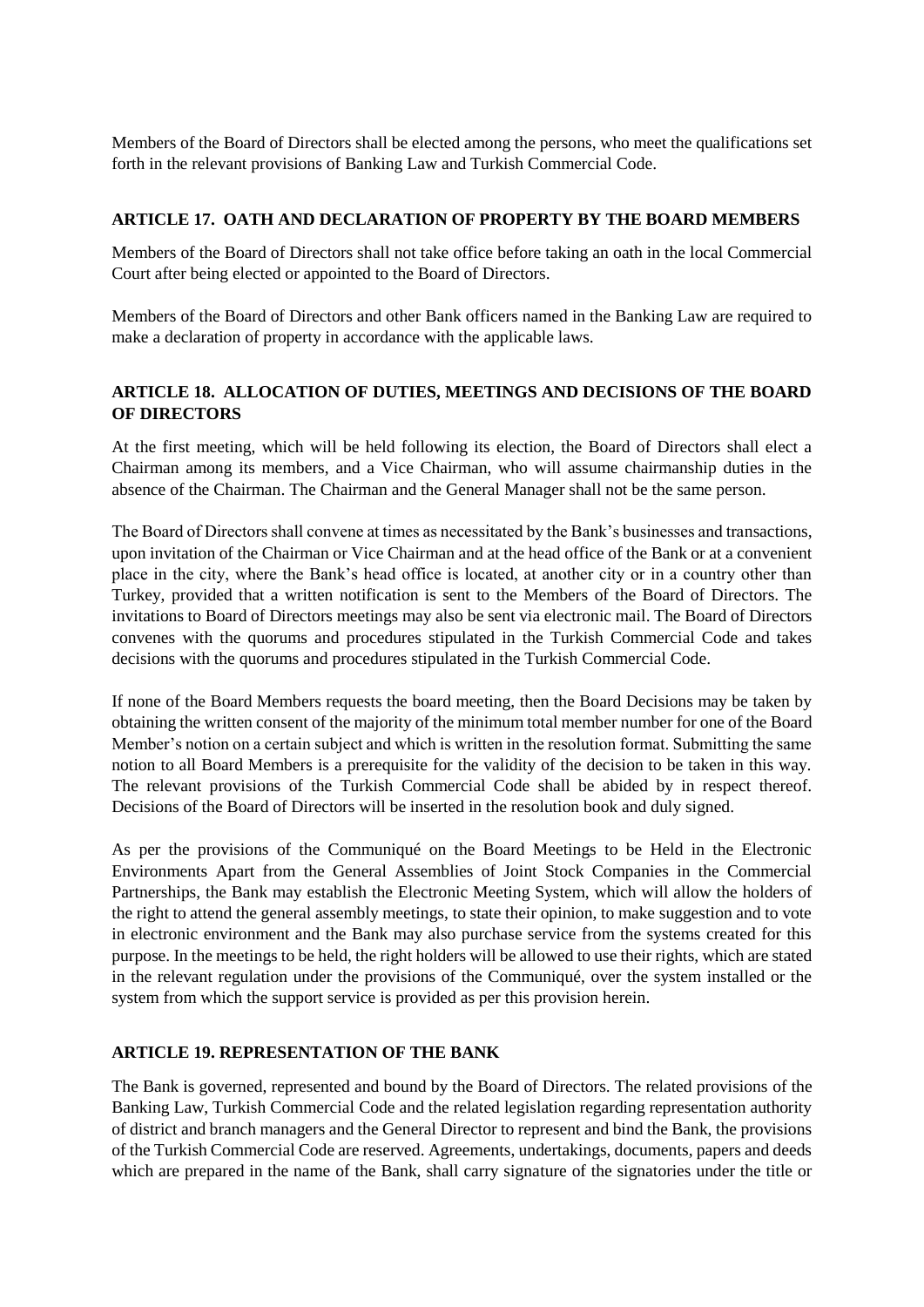Members of the Board of Directors shall be elected among the persons, who meet the qualifications set forth in the relevant provisions of Banking Law and Turkish Commercial Code.

## ARTICLE 17. OATH AND DECLARATION OF PROPERTY BY THE BOARD MEMBERS

Members of the Board of Directors shall not take office before taking an oath in the local Commercial Court after being elected or appointed to the Board of Directors.

Members of the Board of Directors and other Bank officers named in the Banking Law are required to make a declaration of property in accordance with the applicable laws.

## ARTICLE 18. ALLOCATION OF DUTIES, MEETINGS AND DECISIONS OF THE BOARD OF DIRECTORS

At the first meeting, which will be held following its election, the Board of Directors shall elect a Chairman among its members, and a Vice Chairman, who will assume chairmanship duties in the absence of the Chairman. The Chairman and the General Manager shall not be the same person.

The Board of Directors shall convene at times as necessitated by the Bank's businesses and transactions, upon invitation of the Chairman or Vice Chairman and at the head office of the Bank or at a convenient place in the city, where the Bank's head office is located, at another city or in a country other than Turkey, provided that a written notification is sent to the Members of the Board of Directors. The invitations to Board of Directors meetings may also be sent via electronic mail. The Board of Directors convenes with the quorums and procedures stipulated in the Turkish Commercial Code and takes decisions with the quorums and procedures stipulated in the Turkish Commercial Code.

If none of the Board Members requests the board meeting, then the Board Decisions may be taken by obtaining the written consent of the majority of the minimum total member number for one of the Board Member's notion on a certain subject and which is written in the resolution format. Submitting the same notion to all Board Members is a prerequisite for the validity of the decision to be taken in this way. The relevant provisions of the Turkish Commercial Code shall be abided by in respect thereof. Decisions of the Board of Directors will be inserted in the resolution book and duly signed.

As per the provisions of the Communiqué on the Board Meetings to be Held in the Electronic Environments Apart from the General Assemblies of Joint Stock Companies in the Commercial Partnerships, the Bank may establish the Electronic Meeting System, which will allow the holders of the right to attend the general assembly meetings, to state their opinion, to make suggestion and to vote in electronic environment and the Bank may also purchase service from the systems created for this purpose. In the meetings to be held, the right holders will be allowed to use their rights, which are stated in the relevant regulation under the provisions of the Communiqué, over the system installed or the system from which the support service is provided as per this provision herein.

## ARTICLE 19. REPRESENTATION OF THE BANK

The Bank is governed, represented and bound by the Board of Directors. The related provisions of the Banking Law, Turkish Commercial Code and the related legislation regarding representation authority of district and branch managers and the General Director to represent and bind the Bank, the provisions of the Turkish Commercial Code are reserved. Agreements, undertakings, documents, papers and deeds which are prepared in the name of the Bank, shall carry signature of the signatories under the title or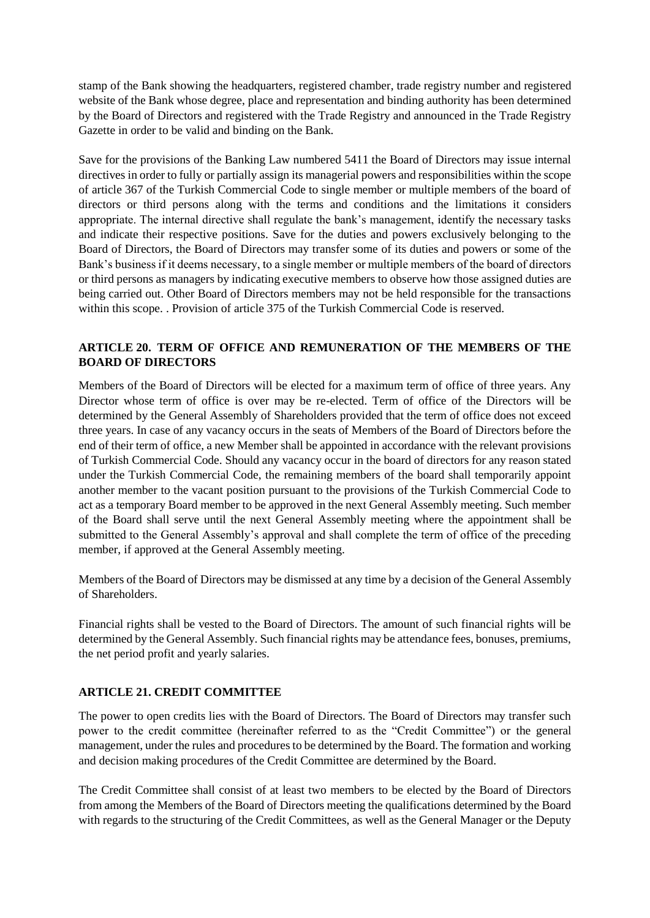stamp of the Bank showing the headquarters, registered chamber, trade registry number and registered website of the Bank whose degree, place and representation and binding authority has been determined by the Board of Directors and registered with the Trade Registry and announced in the Trade Registry Gazette in order to be valid and binding on the Bank.

Save for the provisions of the Banking Law numbered 5411 the Board of Directors may issue internal directives in order to fully or partially assign its managerial powers and responsibilities within the scope of article 367 of the Turkish Commercial Code to single member or multiple members of the board of directors or third persons along with the terms and conditions and the limitations it considers appropriate. The internal directive shall regulate the bank's management, identify the necessary tasks and indicate their respective positions. Save for the duties and powers exclusively belonging to the Board of Directors, the Board of Directors may transfer some of its duties and powers or some of the Bank's business if it deems necessary, to a single member or multiple members of the board of directors or third persons as managers by indicating executive members to observe how those assigned duties are being carried out. Other Board of Directors members may not be held responsible for the transactions within this scope. . Provision of article 375 of the Turkish Commercial Code is reserved.

## ARTICLE 20. TERM OF OFFICE AND REMUNERATION OF THE MEMBERS OF THE BOARD OF DIRECTORS

Members of the Board of Directors will be elected for a maximum term of office of three years. Any Director whose term of office is over may be re-elected. Term of office of the Directors will be determined by the General Assembly of Shareholders provided that the term of office does not exceed three years. In case of any vacancy occurs in the seats of Members of the Board of Directors before the end of their term of office, a new Member shall be appointed in accordance with the relevant provisions of Turkish Commercial Code. Should any vacancy occur in the board of directors for any reason stated under the Turkish Commercial Code, the remaining members of the board shall temporarily appoint another member to the vacant position pursuant to the provisions of the Turkish Commercial Code to act as a temporary Board member to be approved in the next General Assembly meeting. Such member of the Board shall serve until the next General Assembly meeting where the appointment shall be submitted to the General Assembly's approval and shall complete the term of office of the preceding member, if approved at the General Assembly meeting.

Members of the Board of Directors may be dismissed at any time by a decision of the General Assembly of Shareholders.

Financial rights shall be vested to the Board of Directors. The amount of such financial rights will be determined by the General Assembly. Such financial rights may be attendance fees, bonuses, premiums, the net period profit and yearly salaries.

## ARTICLE 21. CREDIT COMMITTEE

The power to open credits lies with the Board of Directors. The Board of Directors may transfer such power to the credit committee (hereinafter referred to as the "Credit Committee") or the general management, under the rules and procedures to be determined by the Board. The formation and working and decision making procedures of the Credit Committee are determined by the Board.

The Credit Committee shall consist of at least two members to be elected by the Board of Directors from among the Members of the Board of Directors meeting the qualifications determined by the Board with regards to the structuring of the Credit Committees, as well as the General Manager or the Deputy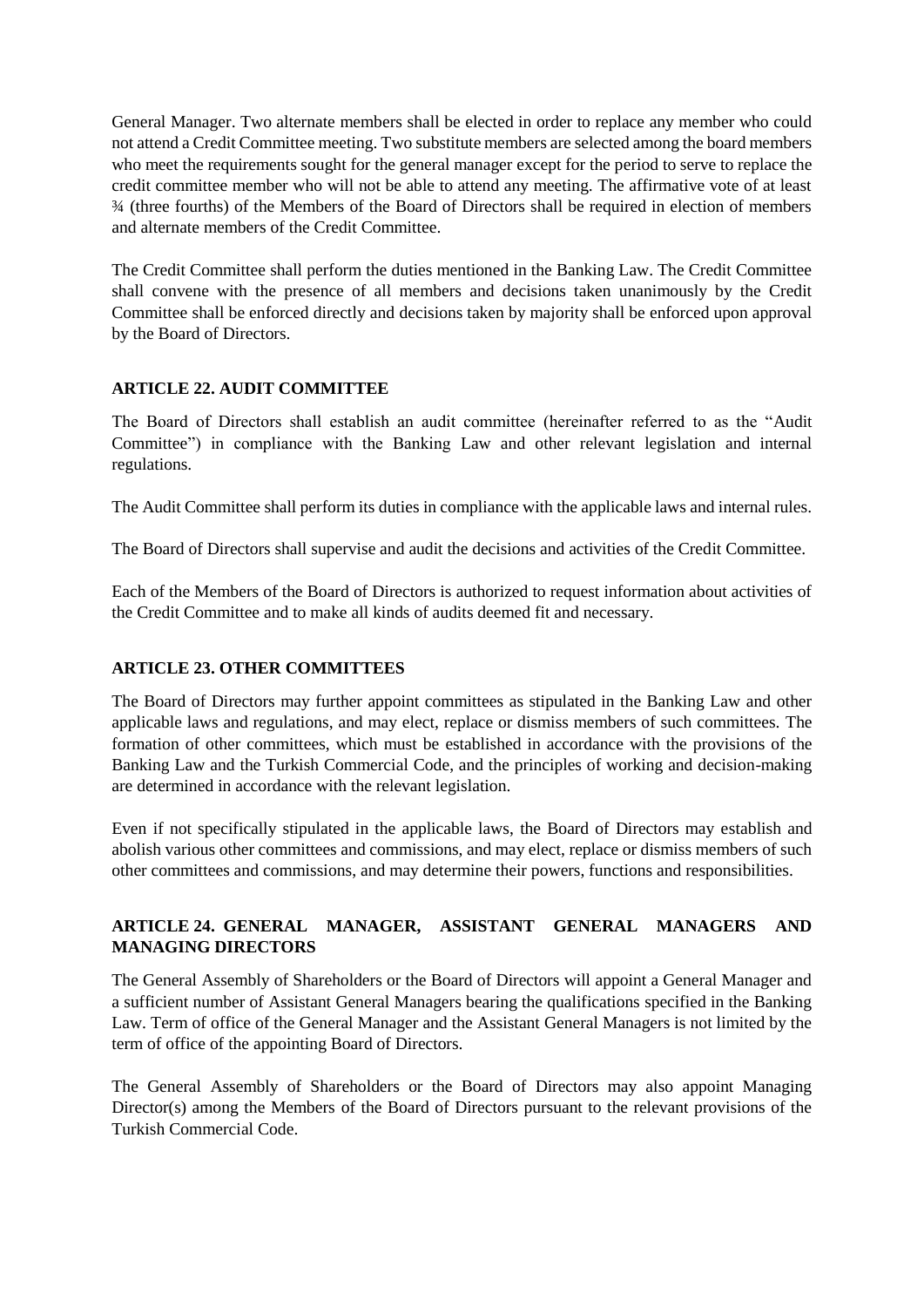General Manager. Two alternate members shall be elected in order to replace any member who could not attend a Credit Committee meeting. Two substitute members are selected among the board members who meet the requirements sought for the general manager except for the period to serve to replace the credit committee member who will not be able to attend any meeting. The affirmative vote of at least ¾ (three fourths) of the Members of the Board of Directors shall be required in election of members and alternate members of the Credit Committee.

The Credit Committee shall perform the duties mentioned in the Banking Law. The Credit Committee shall convene with the presence of all members and decisions taken unanimously by the Credit Committee shall be enforced directly and decisions taken by majority shall be enforced upon approval by the Board of Directors.

## ARTICLE 22. AUDIT COMMITTEE

The Board of Directors shall establish an audit committee (hereinafter referred to as the "Audit Committee") in compliance with the Banking Law and other relevant legislation and internal regulations.

The Audit Committee shall perform its duties in compliance with the applicable laws and internal rules.

The Board of Directors shall supervise and audit the decisions and activities of the Credit Committee.

Each of the Members of the Board of Directors is authorized to request information about activities of the Credit Committee and to make all kinds of audits deemed fit and necessary.

## ARTICLE 23. OTHER COMMITTEES

The Board of Directors may further appoint committees as stipulated in the Banking Law and other applicable laws and regulations, and may elect, replace or dismiss members of such committees. The formation of other committees, which must be established in accordance with the provisions of the Banking Law and the Turkish Commercial Code, and the principles of working and decision-making are determined in accordance with the relevant legislation.

Even if not specifically stipulated in the applicable laws, the Board of Directors may establish and abolish various other committees and commissions, and may elect, replace or dismiss members of such other committees and commissions, and may determine their powers, functions and responsibilities.

## ARTICLE 24. GENERAL MANAGER, ASSISTANT GENERAL MANAGERS AND MANAGING DIRECTORS

The General Assembly of Shareholders or the Board of Directors will appoint a General Manager and a sufficient number of Assistant General Managers bearing the qualifications specified in the Banking Law. Term of office of the General Manager and the Assistant General Managers is not limited by the term of office of the appointing Board of Directors.

The General Assembly of Shareholders or the Board of Directors may also appoint Managing Director(s) among the Members of the Board of Directors pursuant to the relevant provisions of the Turkish Commercial Code.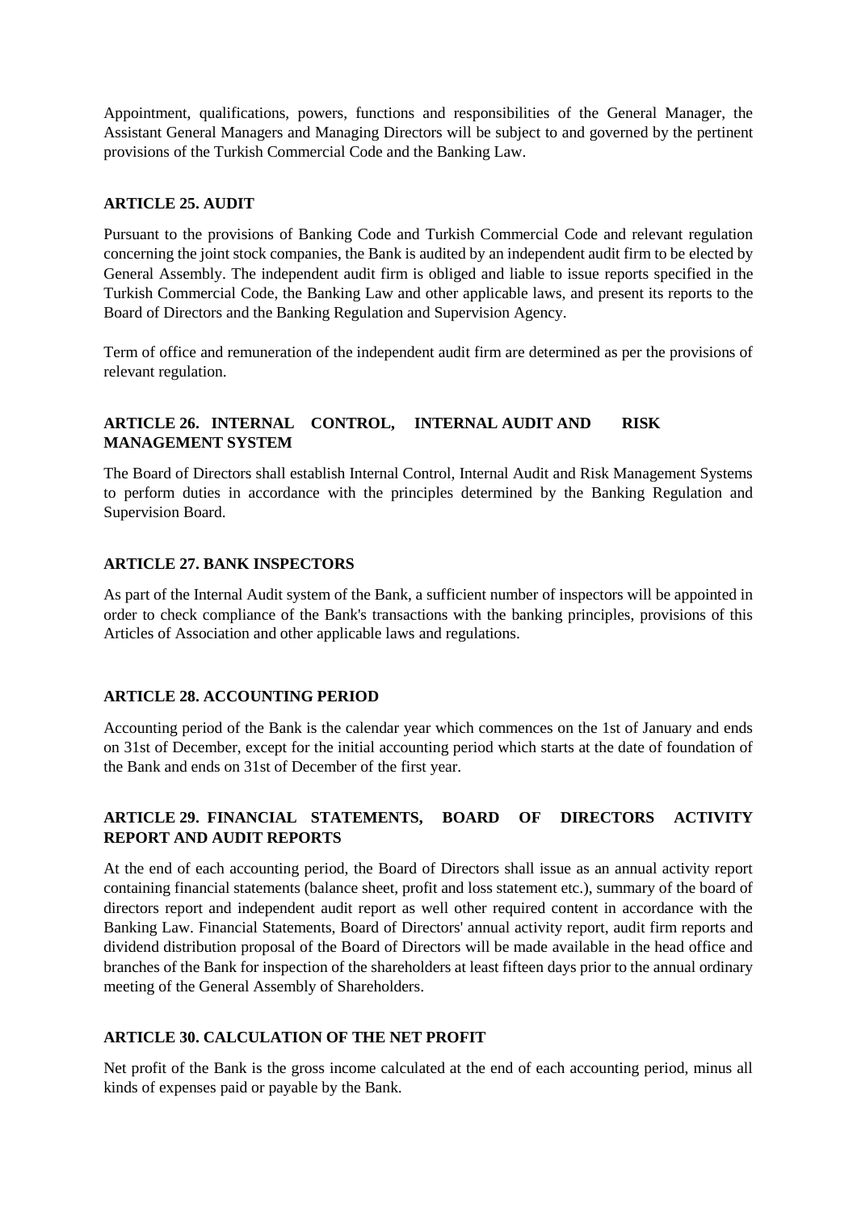Appointment, qualifications, powers, functions and responsibilities of the General Manager, the Assistant General Managers and Managing Directors will be subject to and governed by the pertinent provisions of the Turkish Commercial Code and the Banking Law.

**ARTICLE 25. AUDIT**

Pursuant to the provisions of Banking Code and Turkish Commercial Code and relevant regulation concerning the joint stock companies, the Bank is audited by an independent audit firm to be elected by General Assembly. The independent audit firm is obliged and liable to issue reports specified in the Turkish Commercial Code, the Banking Law and other applicable laws, and present its reports to the Board of Directors and the Banking Regulation and Supervision Agency.

Term of office and remuneration of the independent audit firm are determined as per the provisions of relevant regulation.

**ARTICLE 26. INTERNAL CONTROL, INTERNAL AUDIT AND RISK MANAGEMENT SYSTEM**

The Board of Directors shall establish Internal Control, Internal Audit and Risk Management Systems to perform duties in accordance with the principles determined by the Banking Regulation and Supervision Board.

**ARTICLE 27. BANK INSPECTORS**

As part of the Internal Audit system of the Bank, a sufficient number of inspectors will be appointed in order to check compliance of the Bank's transactions with the banking principles, provisions of this Articles of Association and other applicable laws and regulations.

**ARTICLE 28. ACCOUNTING PERIOD**

Accounting period of the Bank is the calendar year which commences on the 1st of January and ends on 31st of December, except for the initial accounting period which starts at the date of foundation of the Bank and ends on 31st of December of the first year.

**ARTICLE 29. FINANCIAL STATEMENTS, BOARD OF DIRECTORS ACTIVITY REPORT AND AUDIT REPORTS**

At the end of each accounting period, the Board of Directors shall issue as an annual activity report containing financial statements (balance sheet, profit and loss statement etc.), summary of the board of directors report and independent audit report as well other required content in accordance with the Banking Law. Financial Statements, Board of Directors' annual activity report, audit firm reports and dividend distribution proposal of the Board of Directors will be made available in the head office and branches of the Bank for inspection of the shareholders at least fifteen days prior to the annual ordinary meeting of the General Assembly of Shareholders.

**ARTICLE 30. CALCULATION OF THE NET PROFIT**

Net profit of the Bank is the gross income calculated at the end of each accounting period, minus all kinds of expenses paid or payable by the Bank.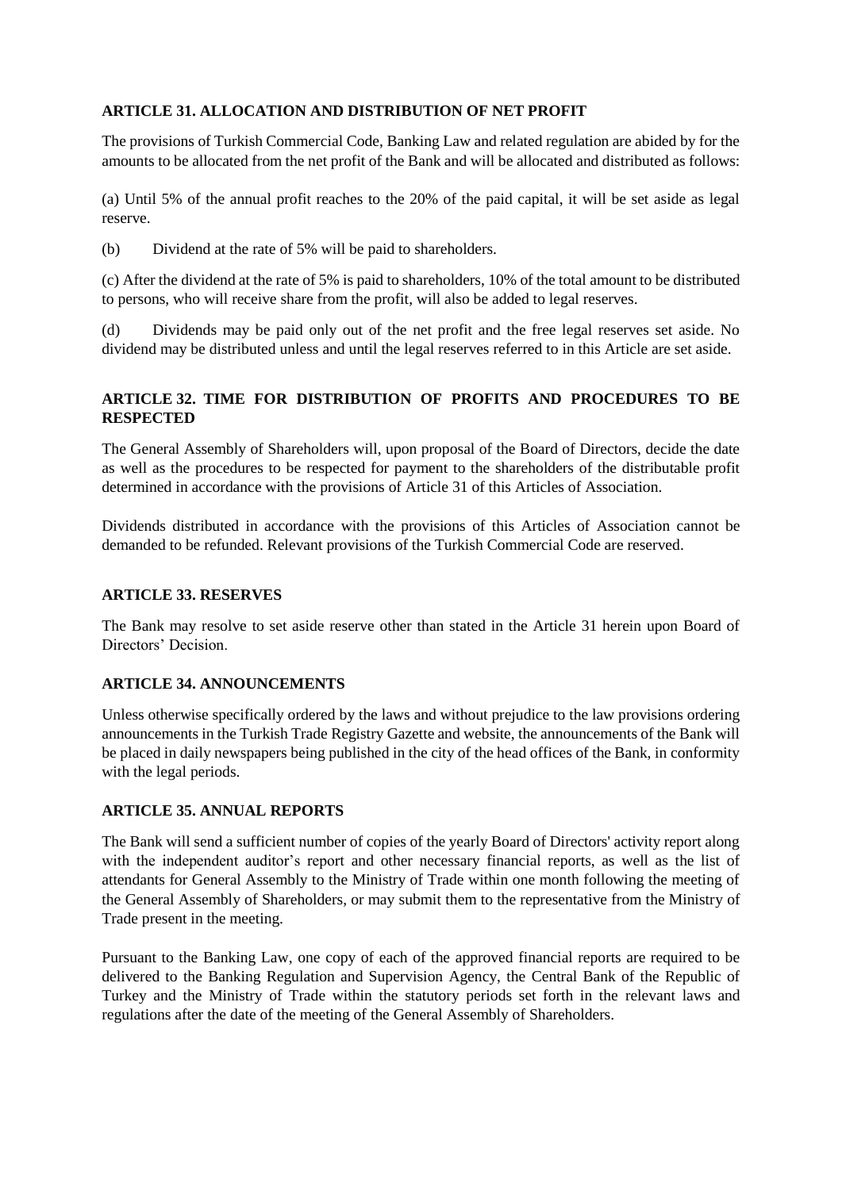### ARTICLE 31. ALLOCATION AND DISTRIBUTION OF NET PROFIT

The provisions of Turkish Commercial Code, Banking Law and related regulation are abided by for the amounts to be allocated from the net profit of the Bank and will be allocated and distributed as follows:

(a) Until 5% of the annual profit reaches to the 20% of the paid capital, it will be set aside as legal reserve.

(b) Dividend at the rate of 5% will be paid to shareholders.

(c) After the dividend at the rate of 5% is paid to shareholders, 10% of the total amount to be distributed to persons, who will receive share from the profit, will also be added to legal reserves.

(d) Dividends may be paid only out of the net profit and the free legal reserves set aside. No dividend may be distributed unless and until the legal reserves referred to in this Article are set aside.

### ARTICLE 32. TIME FOR DISTRIBUTION OF PROFITS AND PROCEDURES TO BE RESPECTED

The General Assembly of Shareholders will, upon proposal of the Board of Directors, decide the date as well as the procedures to be respected for payment to the shareholders of the distributable profit determined in accordance with the provisions of Article 31 of this Articles of Association.

Dividends distributed in accordance with the provisions of this Articles of Association cannot be demanded to be refunded. Relevant provisions of the Turkish Commercial Code are reserved.

### ARTICLE 33. RESERVES

The Bank may resolve to set aside reserve other than stated in the Article 31 herein upon Board of Directors' Decision.

### ARTICLE 34. ANNOUNCEMENTS

Unless otherwise specifically ordered by the laws and without prejudice to the law provisions ordering announcements in the Turkish Trade Registry Gazette and website, the announcements of the Bank will be placed in daily newspapers being published in the city of the head offices of the Bank, in conformity with the legal periods.

### ARTICLE 35. ANNUAL REPORTS

The Bank will send a sufficient number of copies of the yearly Board of Directors' activity report along with the independent auditor's report and other necessary financial reports, as well as the list of attendants for General Assembly to the Ministry of Trade within one month following the meeting of the General Assembly of Shareholders, or may submit them to the representative from the Ministry of Trade present in the meeting.

Pursuant to the Banking Law, one copy of each of the approved financial reports are required to be delivered to the Banking Regulation and Supervision Agency, the Central Bank of the Republic of Turkey and the Ministry of Trade within the statutory periods set forth in the relevant laws and regulations after the date of the meeting of the General Assembly of Shareholders.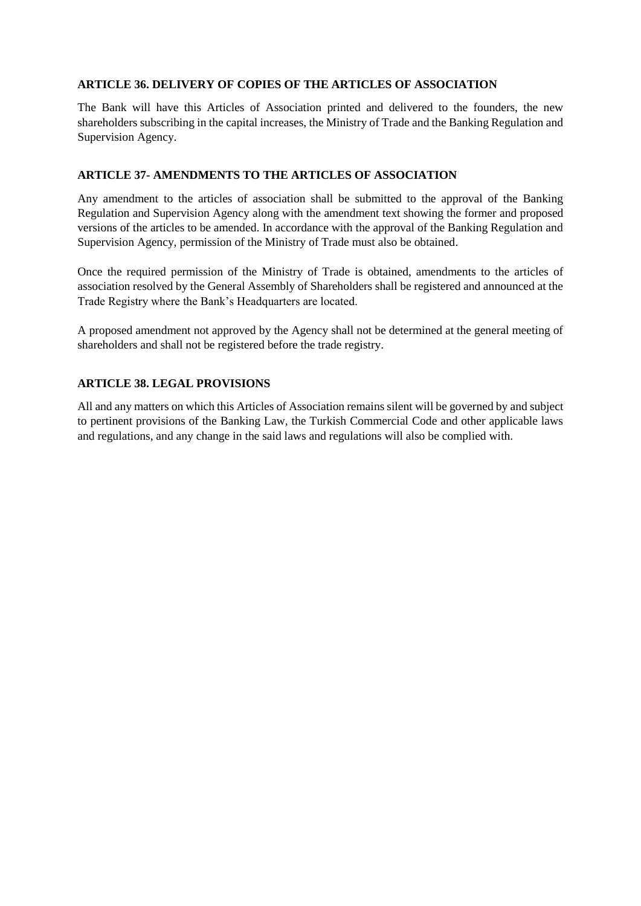**ARTICLE 36. DELIVERY OF COPIES OF THE ARTICLES OF ASSOCIATION**

The Bank will have this Articles of Association printed and delivered to the founders, the new shareholders subscribing in the capital increases, the Ministry of Trade and the Banking Regulation and Supervision Agency.

**ARTICLE 37- AMENDMENTS TO THE ARTICLES OF ASSOCIATION**

Any amendment to the articles of association shall be submitted to the approval of the Banking Regulation and Supervision Agency along with the amendment text showing the former and proposed versions of the articles to be amended. In accordance with the approval of the Banking Regulation and Supervision Agency, permission of the Ministry of Trade must also be obtained.

Once the required permission of the Ministry of Trade is obtained, amendments to the articles of association resolved by the General Assembly of Shareholders shall be registered and announced at the Trade Registry where the Bank's Headquarters are located.

A proposed amendment not approved by the Agency shall not be determined at the general meeting of shareholders and shall not be registered before the trade registry.

**ARTICLE 38. LEGAL PROVISIONS**

All and any matters on which this Articles of Association remains silent will be governed by and subject to pertinent provisions of the Banking Law, the Turkish Commercial Code and other applicable laws and regulations, and any change in the said laws and regulations will also be complied with.